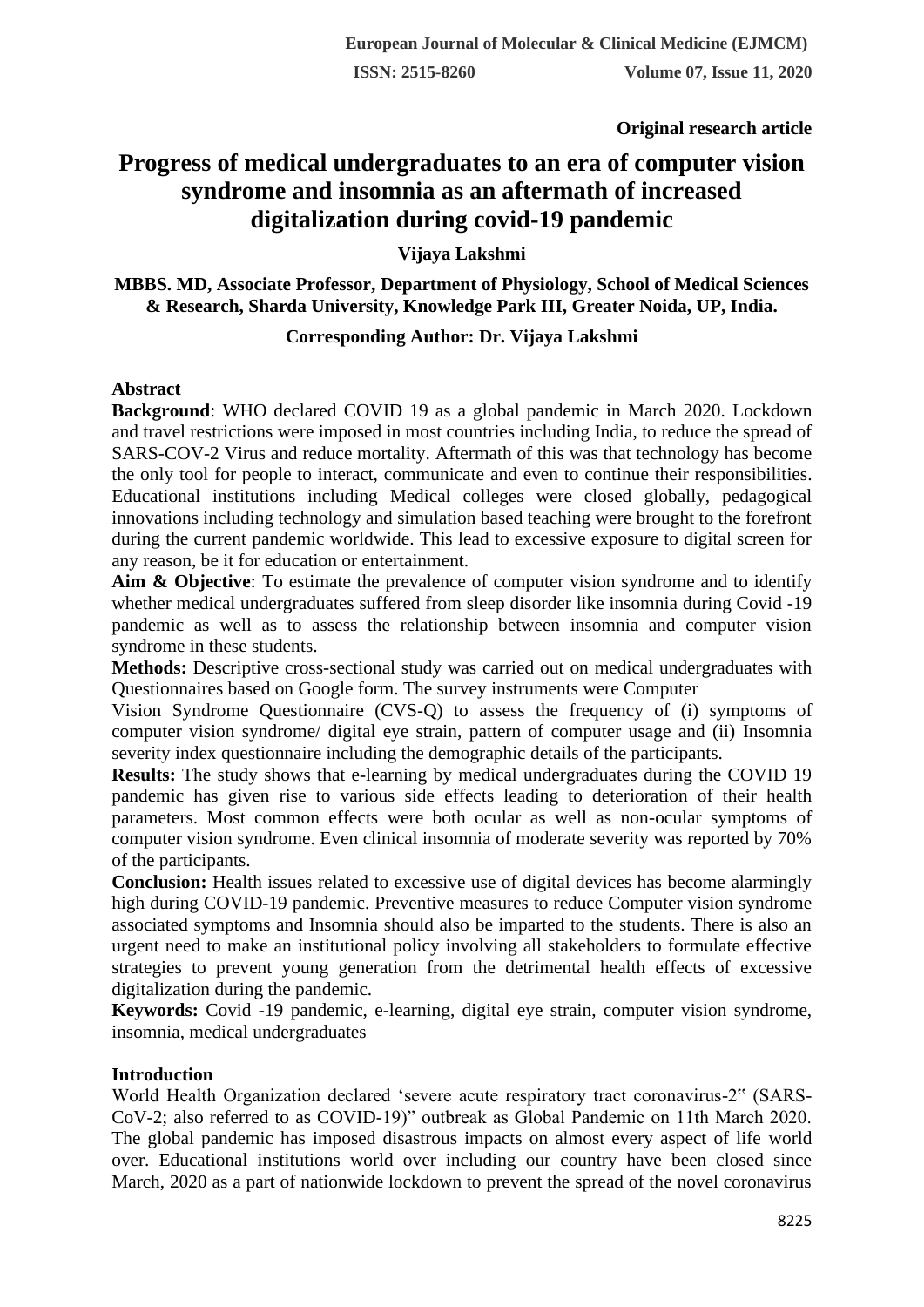Original research article

# Progress of medical undergraduates to an era of computer vision syndrome and insomnia as an aftermath of increased digitalization during covid-19 pandemic

**Vijaya Lakshmi**

**MBBS. MD, Associate Professor, Department of Physiology, School of Medical Sciences & Research, Sharda University, Knowledge Park III, Greater Noida, UP, India.**

**Corresponding Author: Dr. Vijaya Lakshmi**

## Abstract

**Background**: WHO declared COVID 19 as a global pandemic in March 2020. Lockdown and travel restrictions were imposed in most countries including India, to reduce the spread of SARS-COV-2 Virus and reduce mortality. Aftermath of this was that technology has become the only tool for people to interact, communicate and even to continue their responsibilities. Educational institutions including Medical colleges were closed globally, pedagogical innovations including technology and simulation based teaching were brought to the forefront during the current pandemic worldwide. This lead to excessive exposure to digital screen for any reason, be it for education or entertainment.

**Aim & Objective**: To estimate the prevalence of computer vision syndrome and to identify whether medical undergraduates suffered from sleep disorder like insomnia during Covid -19 pandemic as well as to assess the relationship between insomnia and computer vision syndrome in these students.

**Methods:** Descriptive cross-sectional study was carried out on medical undergraduates with Questionnaires based on Google form. The survey instruments were Computer Vision Syndrome Questionnaire (CVS-Q) to assess the frequency of (i) symptoms of computer vision syndrome/ digital eye strain, pattern of computer usage and (ii) Insomnia severity index questionnaire including the demographic details of the participants.

**Results:** The study shows that e-learning by medical undergraduates during the COVID 19 pandemic has given rise to various side effects leading to deterioration of their health parameters. Most common effects were both ocular as well as non-ocular symptoms of computer vision syndrome. Even clinical insomnia of moderate severity was reported by 70% of the participants.

**Conclusion:** Health issues related to excessive use of digital devices has become alarmingly high during COVID-19 pandemic. Preventive measures to reduce Computer vision syndrome associated symptoms and Insomnia should also be imparted to the students. There is also an urgent need to make an institutional policy involving all stakeholders to formulate effective strategies to prevent young generation from the detrimental health effects of excessive digitalization during the pandemic.

**Keywords:** Covid -19 pandemic, e-learning, digital eye strain, computer vision syndrome, insomnia, medical undergraduates

## Introduction

World Health Organization declared 'severe acute respiratory tract coronavirus-2" (SARS-CoV-2; also referred to as COVID-19)" outbreak as Global Pandemic on 11th March 2020. The global pandemic has imposed disastrous impacts on almost every aspect of life world over. Educational institutions world over including our country have been closed since March, 2020 as a part of nationwide lockdown to prevent the spread of the novel coronavirus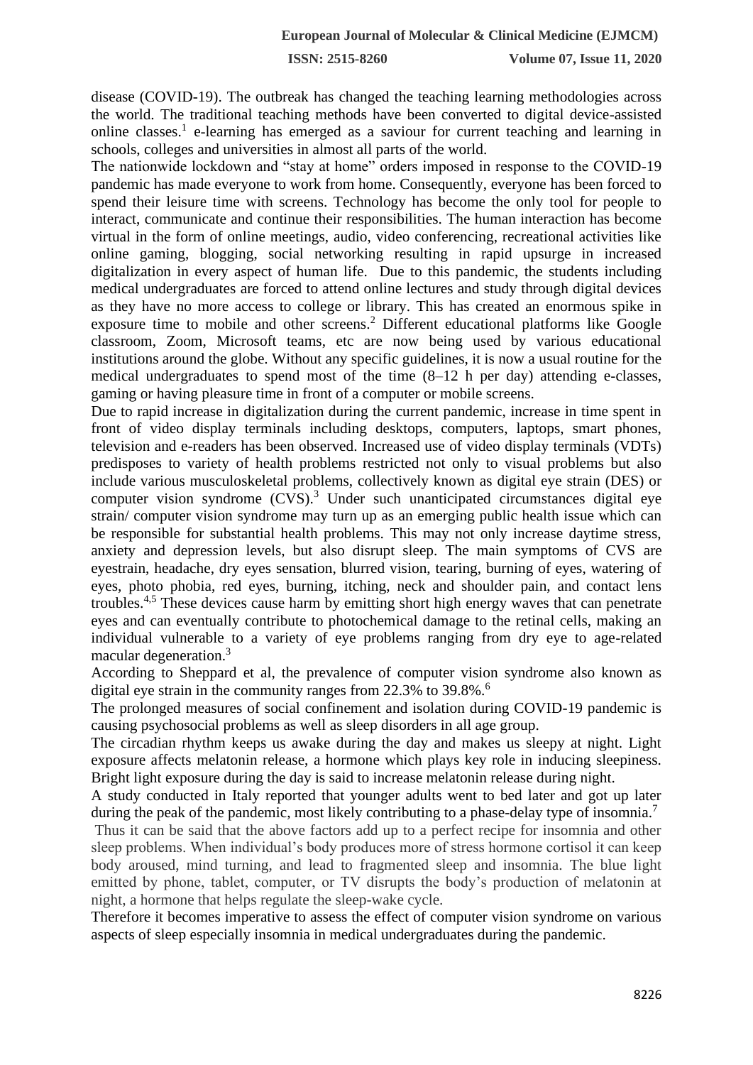disease (COVID-19). The outbreak has changed the teaching learning methodologies across the world. The traditional teaching methods have been converted to digital device-assisted online classes.[1] e-learning has emerged as a saviour for current teaching and learning in schools, colleges and universities in almost all parts of the world.

The nationwide lockdown and "stay at home" orders imposed in response to the COVID-19 pandemic has made everyone to work from home. Consequently, everyone has been forced to spend their leisure time with screens. Technology has become the only tool for people to interact, communicate and continue their responsibilities. The human interaction has become virtual in the form of online meetings, audio, video conferencing, recreational activities like online gaming, blogging, social networking resulting in rapid upsurge in increased digitalization in every aspect of human life. Due to this pandemic, the students including medical undergraduates are forced to attend online lectures and study through digital devices as they have no more access to college or library. This has created an enormous spike in exposure time to mobile and other screens.[2] Different educational platforms like Google classroom, Zoom, Microsoft teams, etc are now being used by various educational institutions around the globe. Without any specific guidelines, it is now a usual routine for the medical undergraduates to spend most of the time (8–12 h per day) attending e-classes, gaming or having pleasure time in front of a computer or mobile screens.

Due to rapid increase in digitalization during the current pandemic, increase in time spent in front of video display terminals including desktops, computers, laptops, smart phones, television and e-readers has been observed. Increased use of video display terminals (VDTs) predisposes to variety of health problems restricted not only to visual problems but also include various musculoskeletal problems, collectively known as digital eye strain (DES) or computer vision syndrome (CVS).[3] Under such unanticipated circumstances digital eye strain/ computer vision syndrome may turn up as an emerging public health issue which can be responsible for substantial health problems. This may not only increase daytime stress, anxiety and depression levels, but also disrupt sleep. The main symptoms of CVS are eyestrain, headache, dry eyes sensation, blurred vision, tearing, burning of eyes, watering of eyes, photo phobia, red eyes, burning, itching, neck and shoulder pain, and contact lens troubles.[4,5] These devices cause harm by emitting short high energy waves that can penetrate eyes and can eventually contribute to photochemical damage to the retinal cells, making an individual vulnerable to a variety of eye problems ranging from dry eye to age-related macular degeneration.[3]

According to Sheppard et al, the prevalence of computer vision syndrome also known as digital eye strain in the community ranges from 22.3% to 39.8%.[6]

The prolonged measures of social confinement and isolation during COVID-19 pandemic is causing psychosocial problems as well as sleep disorders in all age group.

The circadian rhythm keeps us awake during the day and makes us sleepy at night. Light exposure affects melatonin release, a hormone which plays key role in inducing sleepiness. Bright light exposure during the day is said to increase melatonin release during night.

A study conducted in Italy reported that younger adults went to bed later and got up later during the peak of the pandemic, most likely contributing to a phase-delay type of insomnia.[7]

Thus it can be said that the above factors add up to a perfect recipe for insomnia and other sleep problems. When individual's body produces more of stress hormone cortisol it can keep body aroused, mind turning, and lead to fragmented sleep and insomnia. The blue light emitted by phone, tablet, computer, or TV disrupts the body's production of melatonin at night, a hormone that helps regulate the sleep-wake cycle.

Therefore it becomes imperative to assess the effect of computer vision syndrome on various aspects of sleep especially insomnia in medical undergraduates during the pandemic.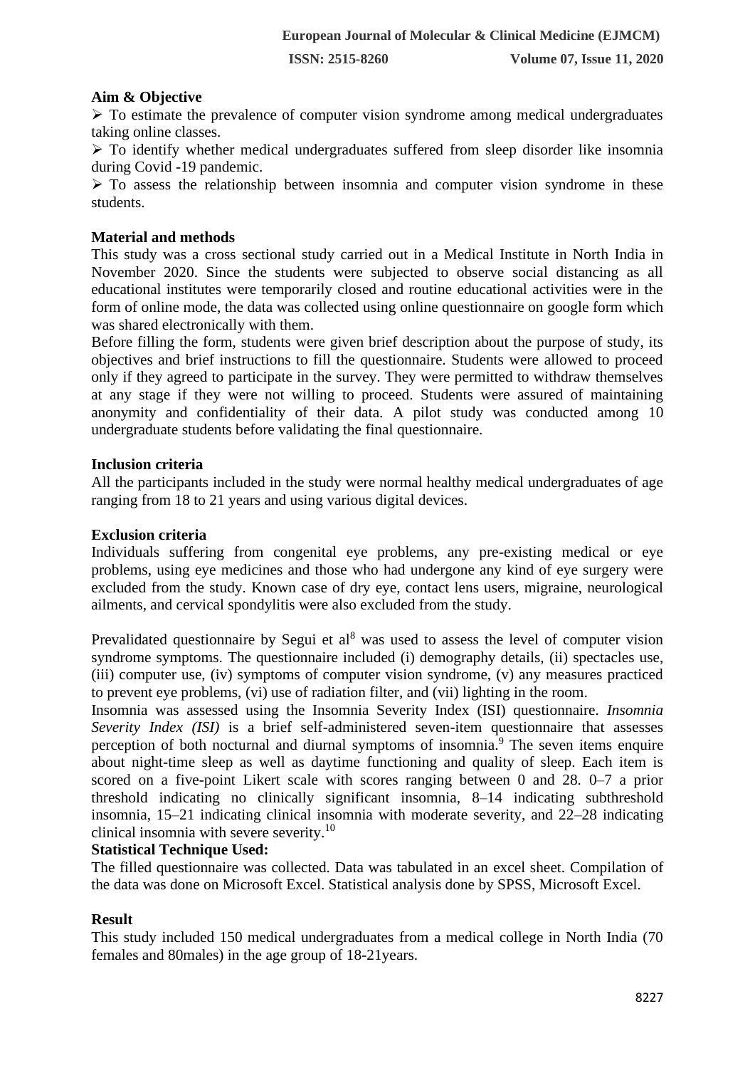**Aim & Objective**

- To estimate the prevalence of computer vision syndrome among medical undergraduates taking online classes.
- To identify whether medical undergraduates suffered from sleep disorder like insomnia during Covid -19 pandemic.
- To assess the relationship between insomnia and computer vision syndrome in these students.

**Material and methods**

This study was a cross sectional study carried out in a Medical Institute in North India in November 2020. Since the students were subjected to observe social distancing as all educational institutes were temporarily closed and routine educational activities were in the form of online mode, the data was collected using online questionnaire on google form which was shared electronically with them.

Before filling the form, students were given brief description about the purpose of study, its objectives and brief instructions to fill the questionnaire. Students were allowed to proceed only if they agreed to participate in the survey. They were permitted to withdraw themselves at any stage if they were not willing to proceed. Students were assured of maintaining anonymity and confidentiality of their data. A pilot study was conducted among 10 undergraduate students before validating the final questionnaire.

**Inclusion criteria**

All the participants included in the study were normal healthy medical undergraduates of age ranging from 18 to 21 years and using various digital devices.

**Exclusion criteria**

Individuals suffering from congenital eye problems, any pre-existing medical or eye problems, using eye medicines and those who had undergone any kind of eye surgery were excluded from the study. Known case of dry eye, contact lens users, migraine, neurological ailments, and cervical spondylitis were also excluded from the study.

Prevalidated questionnaire by Segui et al[8] was used to assess the level of computer vision syndrome symptoms. The questionnaire included (i) demography details, (ii) spectacles use, (iii) computer use, (iv) symptoms of computer vision syndrome, (v) any measures practiced to prevent eye problems, (vi) use of radiation filter, and (vii) lighting in the room.

Insomnia was assessed using the Insomnia Severity Index (ISI) questionnaire. *Insomnia Severity Index (ISI)* is a brief self-administered seven-item questionnaire that assesses perception of both nocturnal and diurnal symptoms of insomnia.[9] The seven items enquire about night-time sleep as well as daytime functioning and quality of sleep. Each item is scored on a five-point Likert scale with scores ranging between 0 and 28. 0–7 a prior threshold indicating no clinically significant insomnia, 8–14 indicating subthreshold insomnia, 15–21 indicating clinical insomnia with moderate severity, and 22–28 indicating clinical insomnia with severe severity.[10]

**Statistical Technique Used:**

The filled questionnaire was collected. Data was tabulated in an excel sheet. Compilation of the data was done on Microsoft Excel. Statistical analysis done by SPSS, Microsoft Excel.

**Result**

This study included 150 medical undergraduates from a medical college in North India (70 females and 80males) in the age group of 18-21years.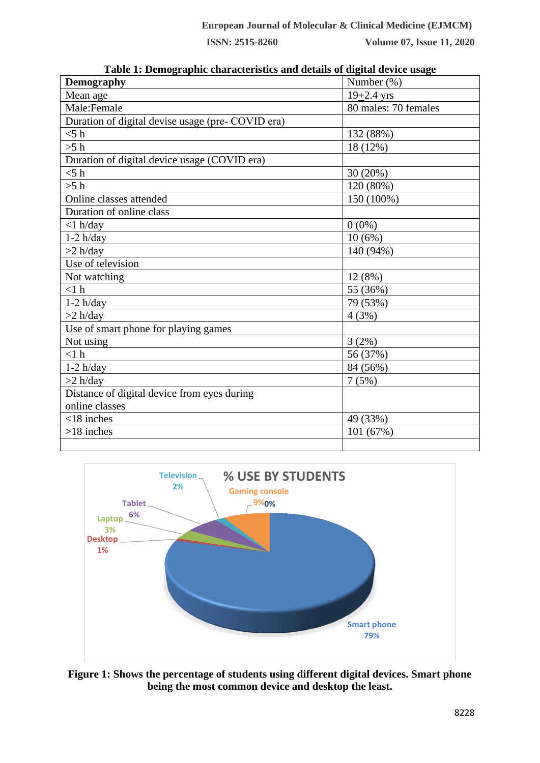**Table 1: Demographic characteristics and details of digital device usage**

| **Demography** | Number (%) |
|---|---|
| Mean age | 19±2.4 yrs |
| Male:Female | 80 males: 70 females |
| Duration of digital devise usage (pre- COVID era) | |
| <5 h | 132 (88%) |
| >5 h | 18 (12%) |
| Duration of digital device usage (COVID era) | |
| <5 h | 30 (20%) |
| >5 h | 120 (80%) |
| Online classes attended | 150 (100%) |
| Duration of online class | |
| <1 h/day | 0 (0%) |
| 1-2 h/day | 10 (6%) |
| >2 h/day | 140 (94%) |
| Use of television | |
| Not watching | 12 (8%) |
| <1 h | 55 (36%) |
| 1-2 h/day | 79 (53%) |
| >2 h/day | 4 (3%) |
| Use of smart phone for playing games | |
| Not using | 3 (2%) |
| <1 h | 56 (37%) |
| 1-2 h/day | 84 (56%) |
| >2 h/day | 7 (5%) |
| Distance of digital device from eyes during online classes | |
| <18 inches | 49 (33%) |
| >18 inches | 101 (67%) |
| | |

**Figure 1: Shows the percentage of students using different digital devices. Smart phone being the most common device and desktop the least.**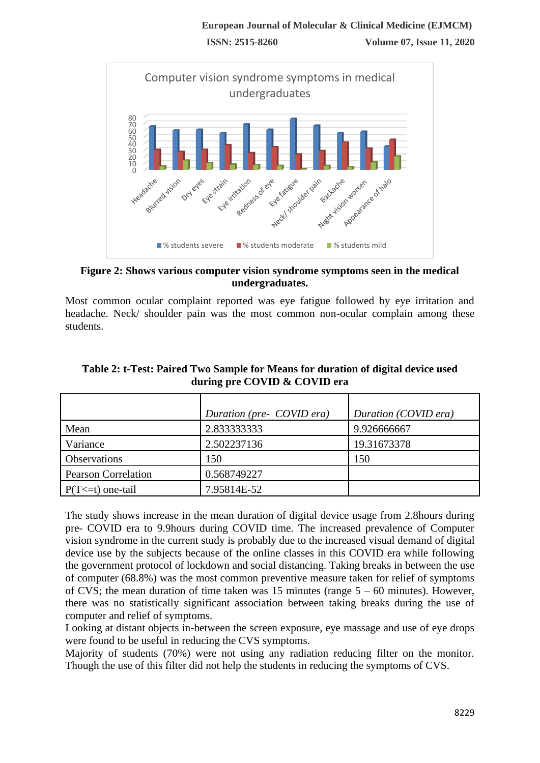**Figure 2: Shows various computer vision syndrome symptoms seen in the medical undergraduates.**

Most common ocular complaint reported was eye fatigue followed by eye irritation and headache. Neck/ shoulder pain was the most common non-ocular complain among these students.

**Table 2: t-Test: Paired Two Sample for Means for duration of digital device used during pre COVID & COVID era**

| | *Duration (pre- COVID era)* | *Duration (COVID era)* |
|---|---|---|
| Mean | 2.833333333 | 9.926666667 |
| Variance | 2.502237136 | 19.31673378 |
| Observations | 150 | 150 |
| Pearson Correlation | 0.568749227 | |
| P(T<=t) one-tail | 7.95814E-52 | |

The study shows increase in the mean duration of digital device usage from 2.8hours during pre- COVID era to 9.9hours during COVID time. The increased prevalence of Computer vision syndrome in the current study is probably due to the increased visual demand of digital device use by the subjects because of the online classes in this COVID era while following the government protocol of lockdown and social distancing. Taking breaks in between the use of computer (68.8%) was the most common preventive measure taken for relief of symptoms of CVS; the mean duration of time taken was 15 minutes (range 5 – 60 minutes). However, there was no statistically significant association between taking breaks during the use of computer and relief of symptoms.

Looking at distant objects in-between the screen exposure, eye massage and use of eye drops were found to be useful in reducing the CVS symptoms.

Majority of students (70%) were not using any radiation reducing filter on the monitor. Though the use of this filter did not help the students in reducing the symptoms of CVS.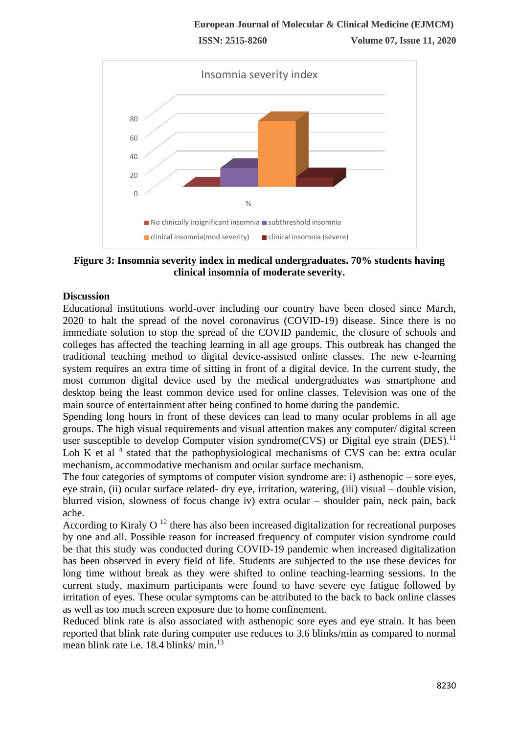**Figure 3: Insomnia severity index in medical undergraduates. 70% students having clinical insomnia of moderate severity.**

## Discussion

Educational institutions world-over including our country have been closed since March, 2020 to halt the spread of the novel coronavirus (COVID-19) disease. Since there is no immediate solution to stop the spread of the COVID pandemic, the closure of schools and colleges has affected the teaching learning in all age groups. This outbreak has changed the traditional teaching method to digital device-assisted online classes. The new e-learning system requires an extra time of sitting in front of a digital device. In the current study, the most common digital device used by the medical undergraduates was smartphone and desktop being the least common device used for online classes. Television was one of the main source of entertainment after being confined to home during the pandemic.

Spending long hours in front of these devices can lead to many ocular problems in all age groups. The high visual requirements and visual attention makes any computer/ digital screen user susceptible to develop Computer vision syndrome(CVS) or Digital eye strain (DES).[11] Loh K et al [4] stated that the pathophysiological mechanisms of CVS can be: extra ocular mechanism, accommodative mechanism and ocular surface mechanism.

The four categories of symptoms of computer vision syndrome are: i) asthenopic – sore eyes, eye strain, (ii) ocular surface related- dry eye, irritation, watering, (iii) visual – double vision, blurred vision, slowness of focus change iv) extra ocular – shoulder pain, neck pain, back ache.

According to Kiraly O [12] there has also been increased digitalization for recreational purposes by one and all. Possible reason for increased frequency of computer vision syndrome could be that this study was conducted during COVID-19 pandemic when increased digitalization has been observed in every field of life. Students are subjected to the use these devices for long time without break as they were shifted to online teaching-learning sessions. In the current study, maximum participants were found to have severe eye fatigue followed by irritation of eyes. These ocular symptoms can be attributed to the back to back online classes as well as too much screen exposure due to home confinement.

Reduced blink rate is also associated with asthenopic sore eyes and eye strain. It has been reported that blink rate during computer use reduces to 3.6 blinks/min as compared to normal mean blink rate i.e. 18.4 blinks/ min.[13]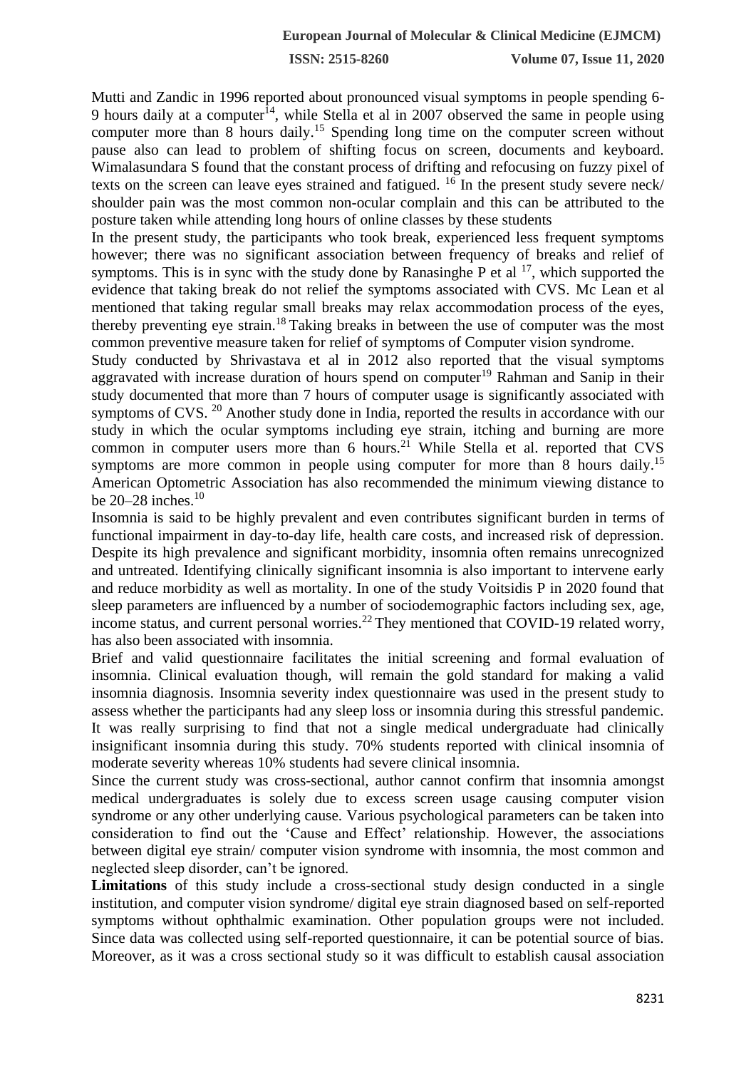Mutti and Zandic in 1996 reported about pronounced visual symptoms in people spending 6-9 hours daily at a computer[14], while Stella et al in 2007 observed the same in people using computer more than 8 hours daily.[15] Spending long time on the computer screen without pause also can lead to problem of shifting focus on screen, documents and keyboard. Wimalasundara S found that the constant process of drifting and refocusing on fuzzy pixel of texts on the screen can leave eyes strained and fatigued. [16] In the present study severe neck/ shoulder pain was the most common non-ocular complain and this can be attributed to the posture taken while attending long hours of online classes by these students

In the present study, the participants who took break, experienced less frequent symptoms however; there was no significant association between frequency of breaks and relief of symptoms. This is in sync with the study done by Ranasinghe P et al [17], which supported the evidence that taking break do not relief the symptoms associated with CVS. Mc Lean et al mentioned that taking regular small breaks may relax accommodation process of the eyes, thereby preventing eye strain.[18] Taking breaks in between the use of computer was the most common preventive measure taken for relief of symptoms of Computer vision syndrome.

Study conducted by Shrivastava et al in 2012 also reported that the visual symptoms aggravated with increase duration of hours spend on computer[19] Rahman and Sanip in their study documented that more than 7 hours of computer usage is significantly associated with symptoms of CVS. [20] Another study done in India, reported the results in accordance with our study in which the ocular symptoms including eye strain, itching and burning are more common in computer users more than 6 hours.[21] While Stella et al. reported that CVS symptoms are more common in people using computer for more than 8 hours daily.[15] American Optometric Association has also recommended the minimum viewing distance to be 20–28 inches.[10]

Insomnia is said to be highly prevalent and even contributes significant burden in terms of functional impairment in day-to-day life, health care costs, and increased risk of depression. Despite its high prevalence and significant morbidity, insomnia often remains unrecognized and untreated. Identifying clinically significant insomnia is also important to intervene early and reduce morbidity as well as mortality. In one of the study Voitsidis P in 2020 found that sleep parameters are influenced by a number of sociodemographic factors including sex, age, income status, and current personal worries.[22] They mentioned that COVID-19 related worry, has also been associated with insomnia.

Brief and valid questionnaire facilitates the initial screening and formal evaluation of insomnia. Clinical evaluation though, will remain the gold standard for making a valid insomnia diagnosis. Insomnia severity index questionnaire was used in the present study to assess whether the participants had any sleep loss or insomnia during this stressful pandemic. It was really surprising to find that not a single medical undergraduate had clinically insignificant insomnia during this study. 70% students reported with clinical insomnia of moderate severity whereas 10% students had severe clinical insomnia.

Since the current study was cross-sectional, author cannot confirm that insomnia amongst medical undergraduates is solely due to excess screen usage causing computer vision syndrome or any other underlying cause. Various psychological parameters can be taken into consideration to find out the 'Cause and Effect' relationship. However, the associations between digital eye strain/ computer vision syndrome with insomnia, the most common and neglected sleep disorder, can't be ignored.

**Limitations** of this study include a cross-sectional study design conducted in a single institution, and computer vision syndrome/ digital eye strain diagnosed based on self-reported symptoms without ophthalmic examination. Other population groups were not included. Since data was collected using self-reported questionnaire, it can be potential source of bias. Moreover, as it was a cross sectional study so it was difficult to establish causal association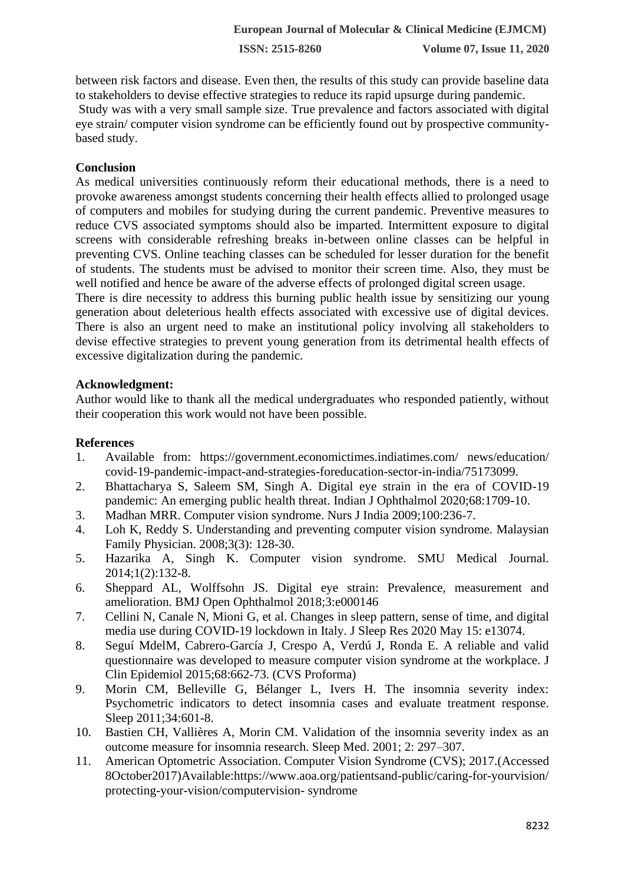between risk factors and disease. Even then, the results of this study can provide baseline data to stakeholders to devise effective strategies to reduce its rapid upsurge during pandemic.

Study was with a very small sample size. True prevalence and factors associated with digital eye strain/ computer vision syndrome can be efficiently found out by prospective community-based study.

## Conclusion

As medical universities continuously reform their educational methods, there is a need to provoke awareness amongst students concerning their health effects allied to prolonged usage of computers and mobiles for studying during the current pandemic. Preventive measures to reduce CVS associated symptoms should also be imparted. Intermittent exposure to digital screens with considerable refreshing breaks in-between online classes can be helpful in preventing CVS. Online teaching classes can be scheduled for lesser duration for the benefit of students. The students must be advised to monitor their screen time. Also, they must be well notified and hence be aware of the adverse effects of prolonged digital screen usage.

There is dire necessity to address this burning public health issue by sensitizing our young generation about deleterious health effects associated with excessive use of digital devices. There is also an urgent need to make an institutional policy involving all stakeholders to devise effective strategies to prevent young generation from its detrimental health effects of excessive digitalization during the pandemic.

## Acknowledgment:

Author would like to thank all the medical undergraduates who responded patiently, without their cooperation this work would not have been possible.

## References

1. Available from: https://government.economictimes.indiatimes.com/ news/education/ covid-19-pandemic-impact-and-strategies-foreducation-sector-in-india/75173099.
2. Bhattacharya S, Saleem SM, Singh A. Digital eye strain in the era of COVID-19 pandemic: An emerging public health threat. Indian J Ophthalmol 2020;68:1709-10.
3. Madhan MRR. Computer vision syndrome. Nurs J India 2009;100:236-7.
4. Loh K, Reddy S. Understanding and preventing computer vision syndrome. Malaysian Family Physician. 2008;3(3): 128-30.
5. Hazarika A, Singh K. Computer vision syndrome. SMU Medical Journal. 2014;1(2):132-8.
6. Sheppard AL, Wolffsohn JS. Digital eye strain: Prevalence, measurement and amelioration. BMJ Open Ophthalmol 2018;3:e000146
7. Cellini N, Canale N, Mioni G, et al. Changes in sleep pattern, sense of time, and digital media use during COVID-19 lockdown in Italy. J Sleep Res 2020 May 15: e13074.
8. Seguí MdelM, Cabrero-García J, Crespo A, Verdú J, Ronda E. A reliable and valid questionnaire was developed to measure computer vision syndrome at the workplace. J Clin Epidemiol 2015;68:662-73. (CVS Proforma)
9. Morin CM, Belleville G, Bélanger L, Ivers H. The insomnia severity index: Psychometric indicators to detect insomnia cases and evaluate treatment response. Sleep 2011;34:601-8.
10. Bastien CH, Vallières A, Morin CM. Validation of the insomnia severity index as an outcome measure for insomnia research. Sleep Med. 2001; 2: 297–307.
11. American Optometric Association. Computer Vision Syndrome (CVS); 2017.(Accessed 8October2017)Available:https://www.aoa.org/patientsand-public/caring-for-yourvision/ protecting-your-vision/computervision- syndrome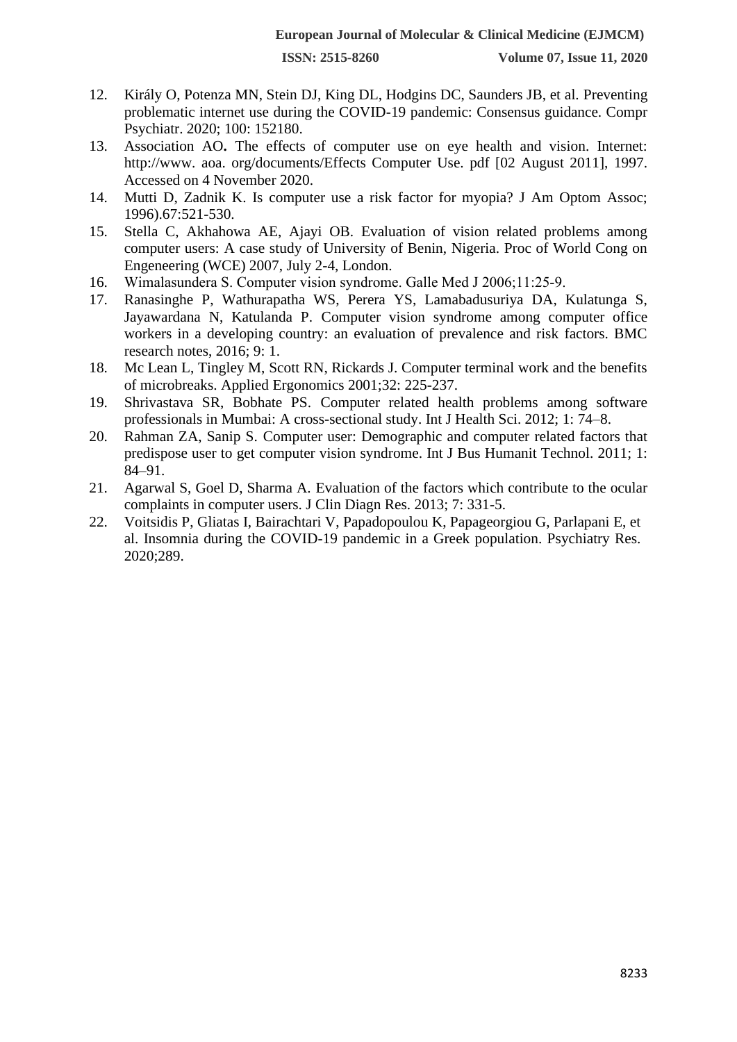12. Király O, Potenza MN, Stein DJ, King DL, Hodgins DC, Saunders JB, et al. Preventing problematic internet use during the COVID-19 pandemic: Consensus guidance. Compr Psychiatr. 2020; 100: 152180.
13. Association AO**.** The effects of computer use on eye health and vision. Internet: http://www. aoa. org/documents/Effects Computer Use. pdf [02 August 2011], 1997. Accessed on 4 November 2020.
14. Mutti D, Zadnik K. Is computer use a risk factor for myopia? J Am Optom Assoc; 1996).67:521-530.
15. Stella C, Akhahowa AE, Ajayi OB. Evaluation of vision related problems among computer users: A case study of University of Benin, Nigeria. Proc of World Cong on Engeneering (WCE) 2007, July 2-4, London.
16. Wimalasundera S. Computer vision syndrome. Galle Med J 2006;11:25-9.
17. Ranasinghe P, Wathurapatha WS, Perera YS, Lamabadusuriya DA, Kulatunga S, Jayawardana N, Katulanda P. Computer vision syndrome among computer office workers in a developing country: an evaluation of prevalence and risk factors. BMC research notes, 2016; 9: 1.
18. Mc Lean L, Tingley M, Scott RN, Rickards J. Computer terminal work and the benefits of microbreaks. Applied Ergonomics 2001;32: 225-237.
19. Shrivastava SR, Bobhate PS. Computer related health problems among software professionals in Mumbai: A cross-sectional study. Int J Health Sci. 2012; 1: 74–8.
20. Rahman ZA, Sanip S. Computer user: Demographic and computer related factors that predispose user to get computer vision syndrome. Int J Bus Humanit Technol. 2011; 1: 84–91.
21. Agarwal S, Goel D, Sharma A. Evaluation of the factors which contribute to the ocular complaints in computer users. J Clin Diagn Res. 2013; 7: 331-5.
22. Voitsidis P, Gliatas I, Bairachtari V, Papadopoulou K, Papageorgiou G, Parlapani E, et al. Insomnia during the COVID-19 pandemic in a Greek population. Psychiatry Res. 2020;289.